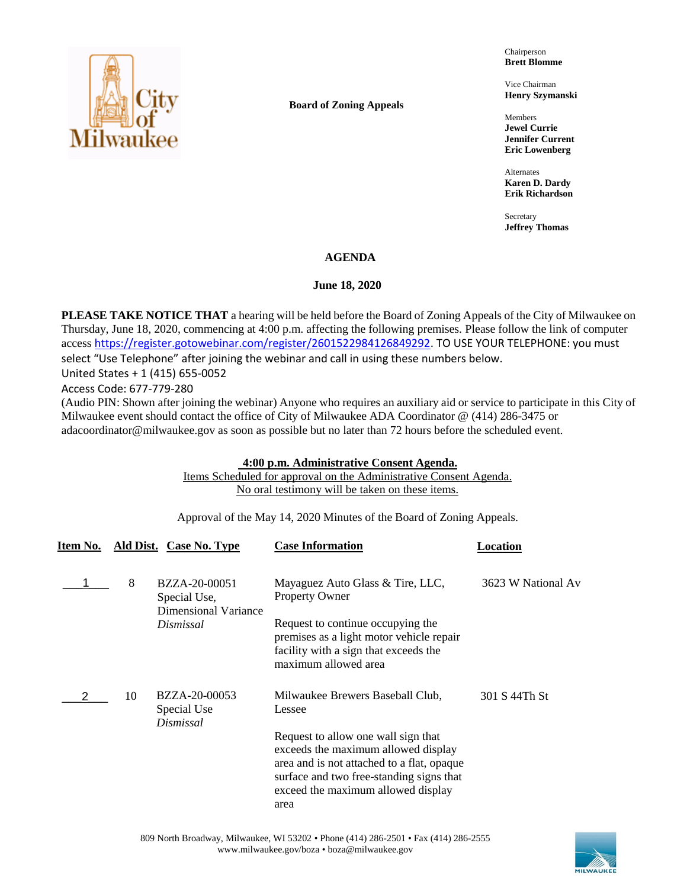**Board of Zoning Appeals**

Chairperson
**Brett Blomme**

Vice Chairman
**Henry Szymanski**

Members
**Jewel Currie**
**Jennifer Current**
**Eric Lowenberg**

Alternates
**Karen D. Dardy**
**Erik Richardson**

Secretary
**Jeffrey Thomas**

# AGENDA

## June 18, 2020

**PLEASE TAKE NOTICE THAT** a hearing will be held before the Board of Zoning Appeals of the City of Milwaukee on Thursday, June 18, 2020, commencing at 4:00 p.m. affecting the following premises. Please follow the link of computer access https://register.gotowebinar.com/register/2601522984126849292. TO USE YOUR TELEPHONE: you must select "Use Telephone" after joining the webinar and call in using these numbers below.
United States + 1 (415) 655-0052
Access Code: 677-779-280
(Audio PIN: Shown after joining the webinar) Anyone who requires an auxiliary aid or service to participate in this City of Milwaukee event should contact the office of City of Milwaukee ADA Coordinator @ (414) 286-3475 or adacoordinator@milwaukee.gov as soon as possible but no later than 72 hours before the scheduled event.

**4:00 p.m. Administrative Consent Agenda.**
Items Scheduled for approval on the Administrative Consent Agenda.
No oral testimony will be taken on these items.

Approval of the May 14, 2020 Minutes of the Board of Zoning Appeals.

| Item No. | Ald Dist. | Case No. Type | Case Information | Location |
|---|---|---|---|---|
| 1 | 8 | BZZA-20-00051 Special Use, Dimensional Variance *Dismissal* | Mayaguez Auto Glass & Tire, LLC, Property Owner<br><br>Request to continue occupying the premises as a light motor vehicle repair facility with a sign that exceeds the maximum allowed area | 3623 W National Av |
| 2 | 10 | BZZA-20-00053 Special Use *Dismissal* | Milwaukee Brewers Baseball Club, Lessee<br><br>Request to allow one wall sign that exceeds the maximum allowed display area and is not attached to a flat, opaque surface and two free-standing signs that exceed the maximum allowed display area | 301 S 44Th St |

809 North Broadway, Milwaukee, WI 53202 • Phone (414) 286-2501 • Fax (414) 286-2555
www.milwaukee.gov/boza • boza@milwaukee.gov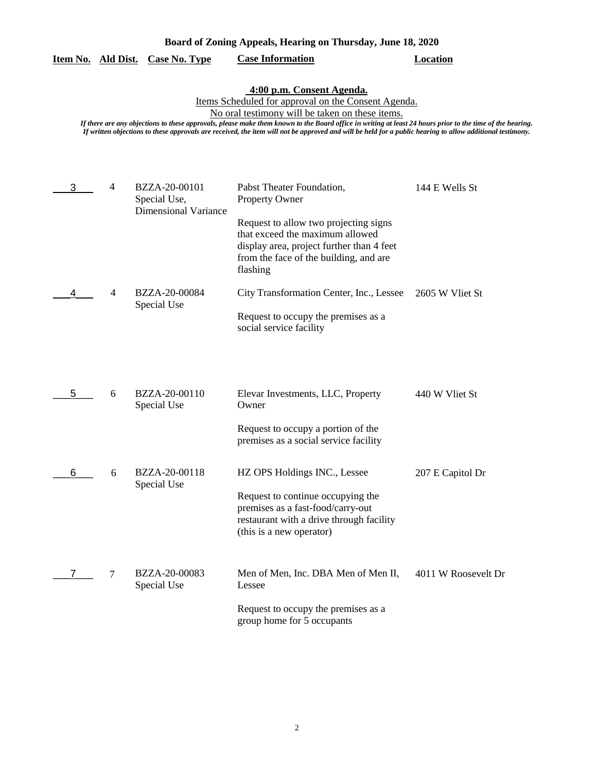**Board of Zoning Appeals, Hearing on Thursday, June 18, 2020**

| Item No. | Ald Dist. | Case No. Type | Case Information | Location |
|---|---|---|---|---|

**4:00 p.m. Consent Agenda.**

Items Scheduled for approval on the Consent Agenda.

No oral testimony will be taken on these items.

*If there are any objections to these approvals, please make them known to the Board office in writing at least 24 hours prior to the time of the hearing. If written objections to these approvals are received, the item will not be approved and will be held for a public hearing to allow additional testimony.*

| Item No. | Ald Dist. | Case No. Type | Case Information | Location |
|---|---|---|---|---|
| 3 | 4 | BZZA-20-00101 Special Use, Dimensional Variance | Pabst Theater Foundation, Property Owner<br><br>Request to allow two projecting signs that exceed the maximum allowed display area, project further than 4 feet from the face of the building, and are flashing | 144 E Wells St |
| 4 | 4 | BZZA-20-00084 Special Use | City Transformation Center, Inc., Lessee<br><br>Request to occupy the premises as a social service facility | 2605 W Vliet St |
| 5 | 6 | BZZA-20-00110 Special Use | Elevar Investments, LLC, Property Owner<br><br>Request to occupy a portion of the premises as a social service facility | 440 W Vliet St |
| 6 | 6 | BZZA-20-00118 Special Use | HZ OPS Holdings INC., Lessee<br><br>Request to continue occupying the premises as a fast-food/carry-out restaurant with a drive through facility (this is a new operator) | 207 E Capitol Dr |
| 7 | 7 | BZZA-20-00083 Special Use | Men of Men, Inc. DBA Men of Men II, Lessee<br><br>Request to occupy the premises as a group home for 5 occupants | 4011 W Roosevelt Dr |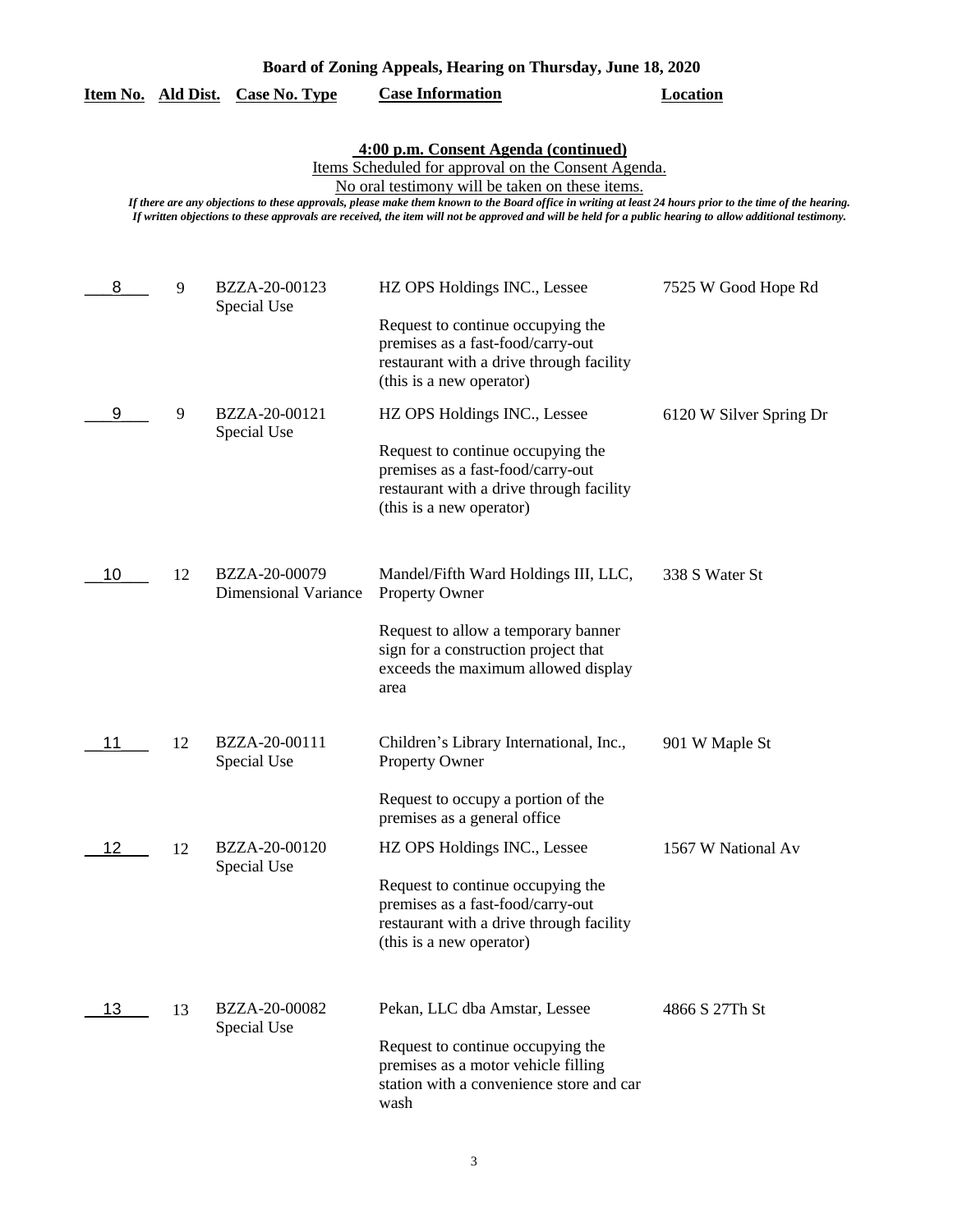**Board of Zoning Appeals, Hearing on Thursday, June 18, 2020**

**4:00 p.m. Consent Agenda (continued)**

Items Scheduled for approval on the Consent Agenda.

No oral testimony will be taken on these items.

*If there are any objections to these approvals, please make them known to the Board office in writing at least 24 hours prior to the time of the hearing. If written objections to these approvals are received, the item will not be approved and will be held for a public hearing to allow additional testimony.*

| Item No. | Ald Dist. | Case No. Type | Case Information | Location |
|---|---|---|---|---|
| 8 | 9 | BZZA-20-00123 Special Use | HZ OPS Holdings INC., Lessee<br><br>Request to continue occupying the premises as a fast-food/carry-out restaurant with a drive through facility (this is a new operator) | 7525 W Good Hope Rd |
| 9 | 9 | BZZA-20-00121 Special Use | HZ OPS Holdings INC., Lessee<br><br>Request to continue occupying the premises as a fast-food/carry-out restaurant with a drive through facility (this is a new operator) | 6120 W Silver Spring Dr |
| 10 | 12 | BZZA-20-00079 Dimensional Variance | Mandel/Fifth Ward Holdings III, LLC, Property Owner<br><br>Request to allow a temporary banner sign for a construction project that exceeds the maximum allowed display area | 338 S Water St |
| 11 | 12 | BZZA-20-00111 Special Use | Children's Library International, Inc., Property Owner<br><br>Request to occupy a portion of the premises as a general office | 901 W Maple St |
| 12 | 12 | BZZA-20-00120 Special Use | HZ OPS Holdings INC., Lessee<br><br>Request to continue occupying the premises as a fast-food/carry-out restaurant with a drive through facility (this is a new operator) | 1567 W National Av |
| 13 | 13 | BZZA-20-00082 Special Use | Pekan, LLC dba Amstar, Lessee<br><br>Request to continue occupying the premises as a motor vehicle filling station with a convenience store and car wash | 4866 S 27Th St |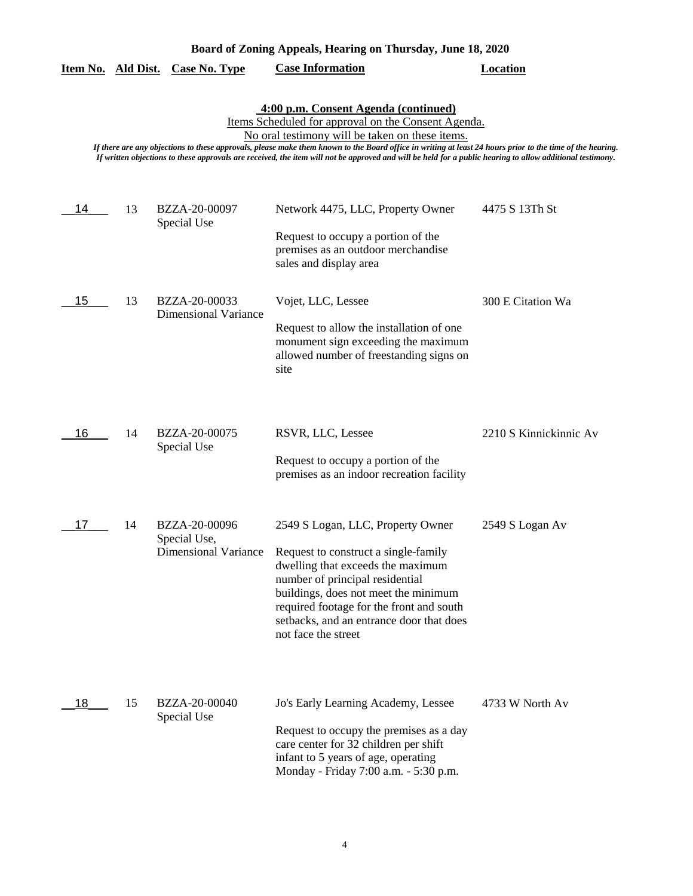**Board of Zoning Appeals, Hearing on Thursday, June 18, 2020**

| Item No. | Ald Dist. | Case No. Type | Case Information | Location |
|---|---|---|---|---|

**4:00 p.m. Consent Agenda (continued)**

Items Scheduled for approval on the Consent Agenda.

No oral testimony will be taken on these items.

*If there are any objections to these approvals, please make them known to the Board office in writing at least 24 hours prior to the time of the hearing. If written objections to these approvals are received, the item will not be approved and will be held for a public hearing to allow additional testimony.*

| Item No. | Ald Dist. | Case No. Type | Case Information | Location |
|---|---|---|---|---|
| 14 | 13 | BZZA-20-00097 Special Use | Network 4475, LLC, Property Owner<br><br>Request to occupy a portion of the premises as an outdoor merchandise sales and display area | 4475 S 13Th St |
| 15 | 13 | BZZA-20-00033 Dimensional Variance | Vojet, LLC, Lessee<br><br>Request to allow the installation of one monument sign exceeding the maximum allowed number of freestanding signs on site | 300 E Citation Wa |
| 16 | 14 | BZZA-20-00075 Special Use | RSVR, LLC, Lessee<br><br>Request to occupy a portion of the premises as an indoor recreation facility | 2210 S Kinnickinnic Av |
| 17 | 14 | BZZA-20-00096 Special Use, Dimensional Variance | 2549 S Logan, LLC, Property Owner<br><br>Request to construct a single-family dwelling that exceeds the maximum number of principal residential buildings, does not meet the minimum required footage for the front and south setbacks, and an entrance door that does not face the street | 2549 S Logan Av |
| 18 | 15 | BZZA-20-00040 Special Use | Jo's Early Learning Academy, Lessee<br><br>Request to occupy the premises as a day care center for 32 children per shift infant to 5 years of age, operating Monday - Friday 7:00 a.m. - 5:30 p.m. | 4733 W North Av |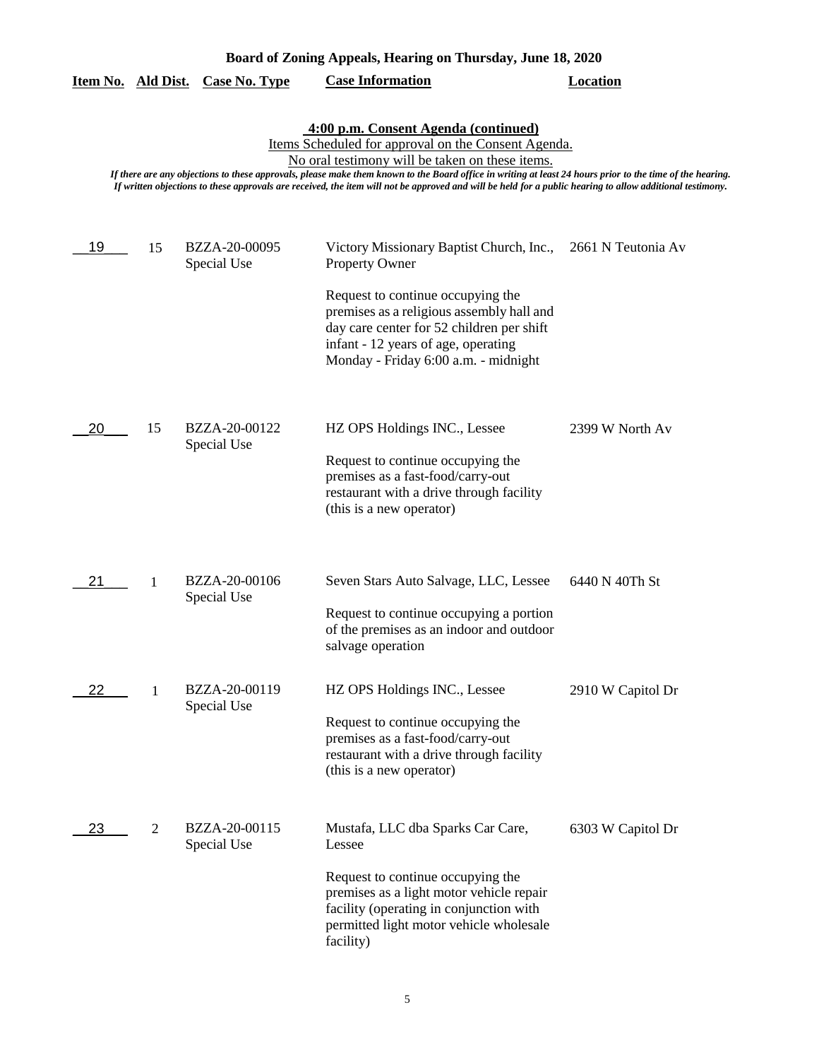**Board of Zoning Appeals, Hearing on Thursday, June 18, 2020**

## 4:00 p.m. Consent Agenda (continued)

Items Scheduled for approval on the Consent Agenda.

No oral testimony will be taken on these items.

*If there are any objections to these approvals, please make them known to the Board office in writing at least 24 hours prior to the time of the hearing. If written objections to these approvals are received, the item will not be approved and will be held for a public hearing to allow additional testimony.*

| Item No. | Ald Dist. | Case No. Type | Case Information | Location |
|---|---|---|---|---|
| 19 | 15 | BZZA-20-00095 Special Use | Victory Missionary Baptist Church, Inc., Property Owner<br><br>Request to continue occupying the premises as a religious assembly hall and day care center for 52 children per shift infant - 12 years of age, operating Monday - Friday 6:00 a.m. - midnight | 2661 N Teutonia Av |
| 20 | 15 | BZZA-20-00122 Special Use | HZ OPS Holdings INC., Lessee<br><br>Request to continue occupying the premises as a fast-food/carry-out restaurant with a drive through facility (this is a new operator) | 2399 W North Av |
| 21 | 1 | BZZA-20-00106 Special Use | Seven Stars Auto Salvage, LLC, Lessee<br><br>Request to continue occupying a portion of the premises as an indoor and outdoor salvage operation | 6440 N 40Th St |
| 22 | 1 | BZZA-20-00119 Special Use | HZ OPS Holdings INC., Lessee<br><br>Request to continue occupying the premises as a fast-food/carry-out restaurant with a drive through facility (this is a new operator) | 2910 W Capitol Dr |
| 23 | 2 | BZZA-20-00115 Special Use | Mustafa, LLC dba Sparks Car Care, Lessee<br><br>Request to continue occupying the premises as a light motor vehicle repair facility (operating in conjunction with permitted light motor vehicle wholesale facility) | 6303 W Capitol Dr |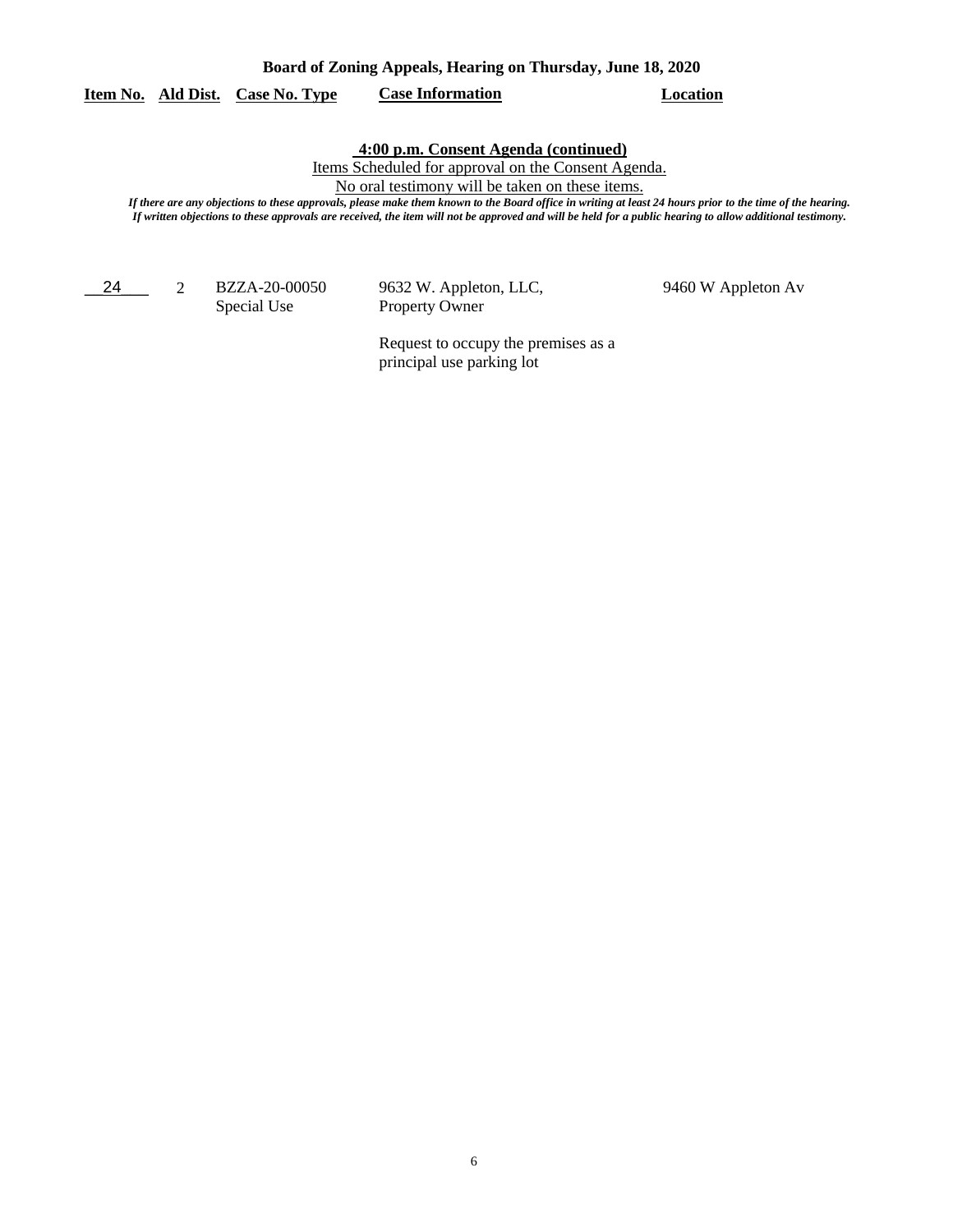**Board of Zoning Appeals, Hearing on Thursday, June 18, 2020**

**4:00 p.m. Consent Agenda (continued)**

Items Scheduled for approval on the Consent Agenda.

No oral testimony will be taken on these items.

***If there are any objections to these approvals, please make them known to the Board office in writing at least 24 hours prior to the time of the hearing. If written objections to these approvals are received, the item will not be approved and will be held for a public hearing to allow additional testimony.***

| Item No. | Ald Dist. | Case No. Type | Case Information | Location |
|---|---|---|---|---|
| 24 | 2 | BZZA-20-00050 Special Use | 9632 W. Appleton, LLC, Property Owner<br><br>Request to occupy the premises as a principal use parking lot | 9460 W Appleton Av |